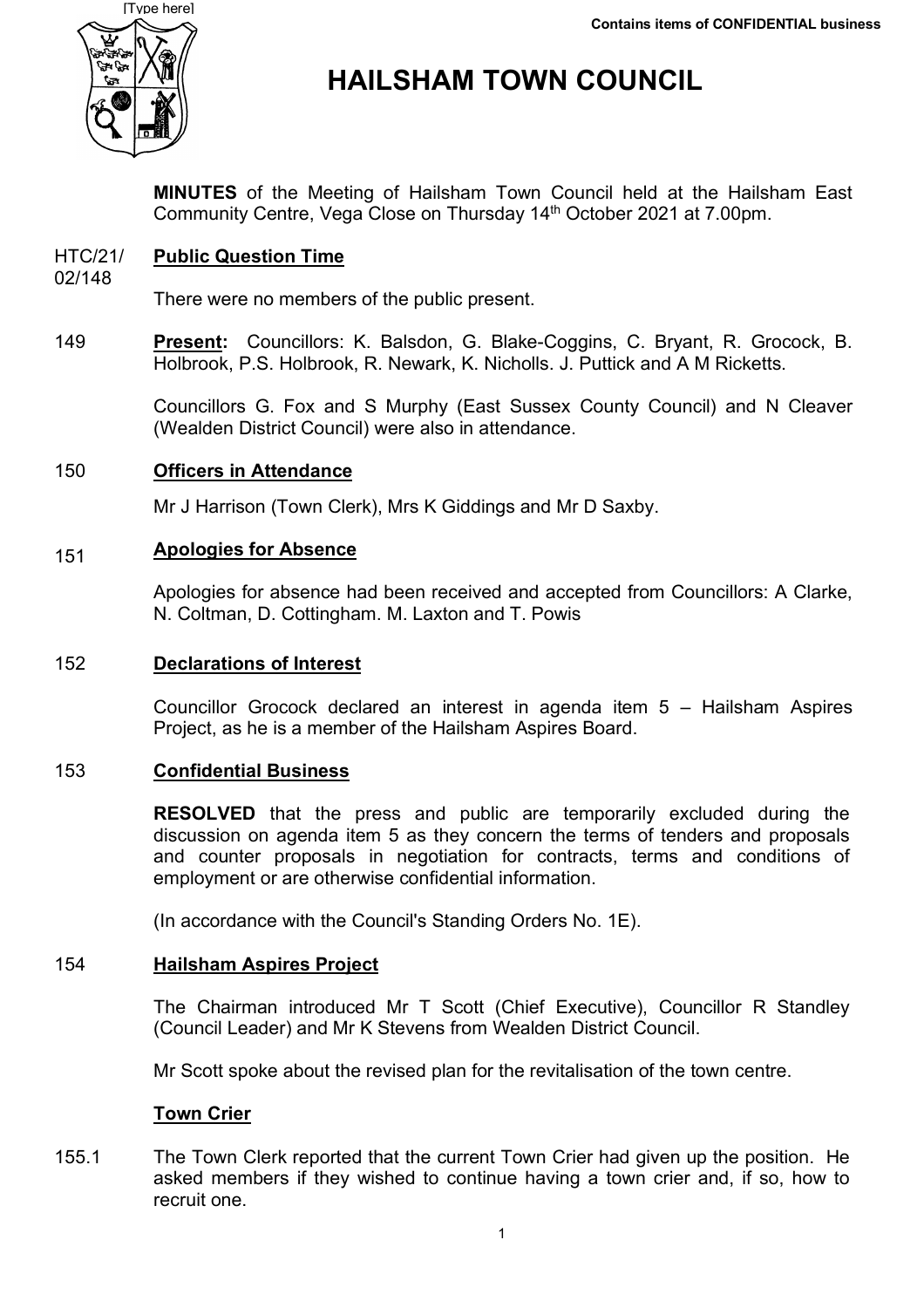Contains items of CONFIDENTIAL business

# HAILSHAM TOWN COUNCIL

**MINUTES** of the Meeting of Hailsham Town Council held at the Hailsham East Community Centre, Vega Close on Thursday 14th October 2021 at 7.00pm.

HTC/21/02/148 **Public Question Time**

There were no members of the public present.

149 **Present:** Councillors: K. Balsdon, G. Blake-Coggins, C. Bryant, R. Grocock, B. Holbrook, P.S. Holbrook, R. Newark, K. Nicholls. J. Puttick and A M Ricketts.

Councillors G. Fox and S Murphy (East Sussex County Council) and N Cleaver (Wealden District Council) were also in attendance.

150 **Officers in Attendance**

Mr J Harrison (Town Clerk), Mrs K Giddings and Mr D Saxby.

151 **Apologies for Absence**

Apologies for absence had been received and accepted from Councillors: A Clarke, N. Coltman, D. Cottingham. M. Laxton and T. Powis

152 **Declarations of Interest**

Councillor Grocock declared an interest in agenda item 5 – Hailsham Aspires Project, as he is a member of the Hailsham Aspires Board.

153 **Confidential Business**

**RESOLVED** that the press and public are temporarily excluded during the discussion on agenda item 5 as they concern the terms of tenders and proposals and counter proposals in negotiation for contracts, terms and conditions of employment or are otherwise confidential information.

(In accordance with the Council's Standing Orders No. 1E).

154 **Hailsham Aspires Project**

The Chairman introduced Mr T Scott (Chief Executive), Councillor R Standley (Council Leader) and Mr K Stevens from Wealden District Council.

Mr Scott spoke about the revised plan for the revitalisation of the town centre.

**Town Crier**

155.1 The Town Clerk reported that the current Town Crier had given up the position. He asked members if they wished to continue having a town crier and, if so, how to recruit one.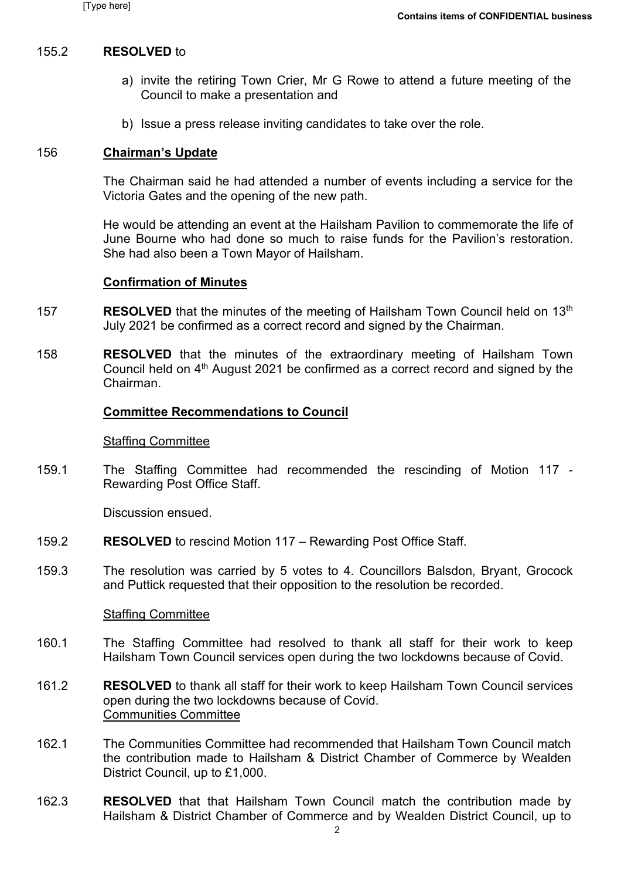155.2 **RESOLVED** to

a) invite the retiring Town Crier, Mr G Rowe to attend a future meeting of the Council to make a presentation and

b) Issue a press release inviting candidates to take over the role.

156 **Chairman's Update**

The Chairman said he had attended a number of events including a service for the Victoria Gates and the opening of the new path.

He would be attending an event at the Hailsham Pavilion to commemorate the life of June Bourne who had done so much to raise funds for the Pavilion's restoration. She had also been a Town Mayor of Hailsham.

**Confirmation of Minutes**

157 **RESOLVED** that the minutes of the meeting of Hailsham Town Council held on 13th July 2021 be confirmed as a correct record and signed by the Chairman.

158 **RESOLVED** that the minutes of the extraordinary meeting of Hailsham Town Council held on 4th August 2021 be confirmed as a correct record and signed by the Chairman.

**Committee Recommendations to Council**

Staffing Committee

159.1 The Staffing Committee had recommended the rescinding of Motion 117 - Rewarding Post Office Staff.

Discussion ensued.

159.2 **RESOLVED** to rescind Motion 117 – Rewarding Post Office Staff.

159.3 The resolution was carried by 5 votes to 4. Councillors Balsdon, Bryant, Grocock and Puttick requested that their opposition to the resolution be recorded.

Staffing Committee

160.1 The Staffing Committee had resolved to thank all staff for their work to keep Hailsham Town Council services open during the two lockdowns because of Covid.

161.2 **RESOLVED** to thank all staff for their work to keep Hailsham Town Council services open during the two lockdowns because of Covid.

Communities Committee

162.1 The Communities Committee had recommended that Hailsham Town Council match the contribution made to Hailsham & District Chamber of Commerce by Wealden District Council, up to £1,000.

162.3 **RESOLVED** that that Hailsham Town Council match the contribution made by Hailsham & District Chamber of Commerce and by Wealden District Council, up to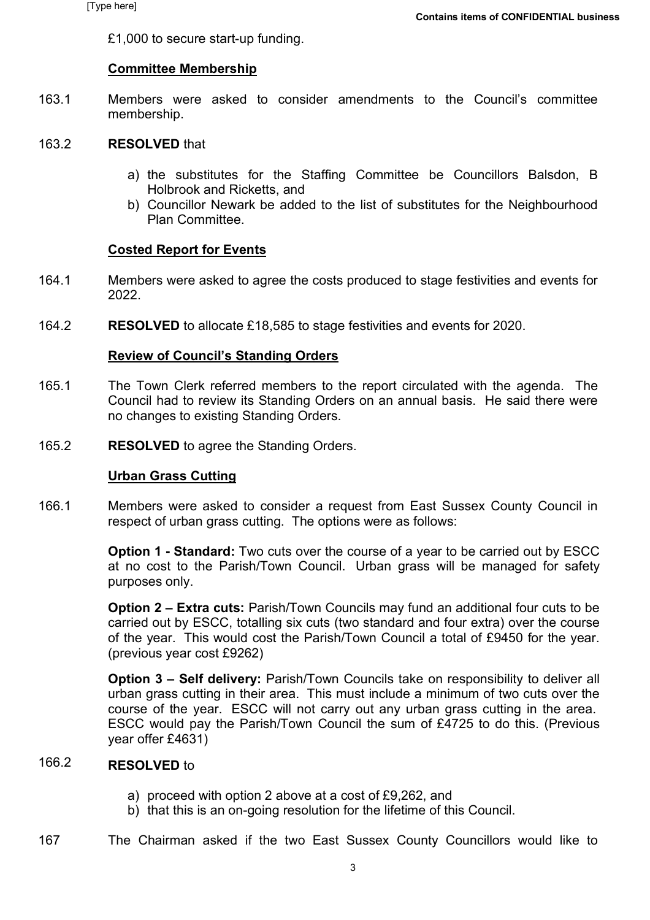£1,000 to secure start-up funding.

**Committee Membership**

163.1 Members were asked to consider amendments to the Council's committee membership.

163.2 **RESOLVED** that

a) the substitutes for the Staffing Committee be Councillors Balsdon, B Holbrook and Ricketts, and
b) Councillor Newark be added to the list of substitutes for the Neighbourhood Plan Committee.

**Costed Report for Events**

164.1 Members were asked to agree the costs produced to stage festivities and events for 2022.

164.2 **RESOLVED** to allocate £18,585 to stage festivities and events for 2020.

**Review of Council's Standing Orders**

165.1 The Town Clerk referred members to the report circulated with the agenda. The Council had to review its Standing Orders on an annual basis. He said there were no changes to existing Standing Orders.

165.2 **RESOLVED** to agree the Standing Orders.

**Urban Grass Cutting**

166.1 Members were asked to consider a request from East Sussex County Council in respect of urban grass cutting. The options were as follows:

**Option 1 - Standard:** Two cuts over the course of a year to be carried out by ESCC at no cost to the Parish/Town Council. Urban grass will be managed for safety purposes only.

**Option 2 – Extra cuts:** Parish/Town Councils may fund an additional four cuts to be carried out by ESCC, totalling six cuts (two standard and four extra) over the course of the year. This would cost the Parish/Town Council a total of £9450 for the year. (previous year cost £9262)

**Option 3 – Self delivery:** Parish/Town Councils take on responsibility to deliver all urban grass cutting in their area. This must include a minimum of two cuts over the course of the year. ESCC will not carry out any urban grass cutting in the area. ESCC would pay the Parish/Town Council the sum of £4725 to do this. (Previous year offer £4631)

166.2 **RESOLVED** to

a) proceed with option 2 above at a cost of £9,262, and
b) that this is an on-going resolution for the lifetime of this Council.

167 The Chairman asked if the two East Sussex County Councillors would like to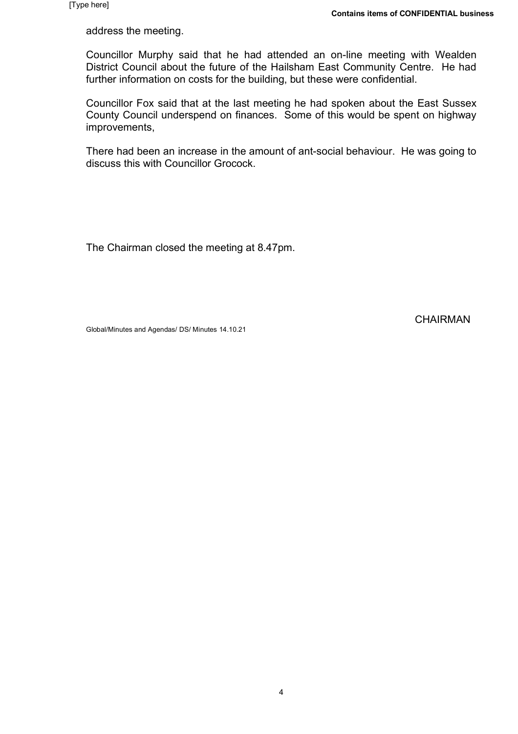address the meeting.

Councillor Murphy said that he had attended an on-line meeting with Wealden District Council about the future of the Hailsham East Community Centre. He had further information on costs for the building, but these were confidential.

Councillor Fox said that at the last meeting he had spoken about the East Sussex County Council underspend on finances. Some of this would be spent on highway improvements,

There had been an increase in the amount of ant-social behaviour. He was going to discuss this with Councillor Grocock.

The Chairman closed the meeting at 8.47pm.

CHAIRMAN

Global/Minutes and Agendas/ DS/ Minutes 14.10.21